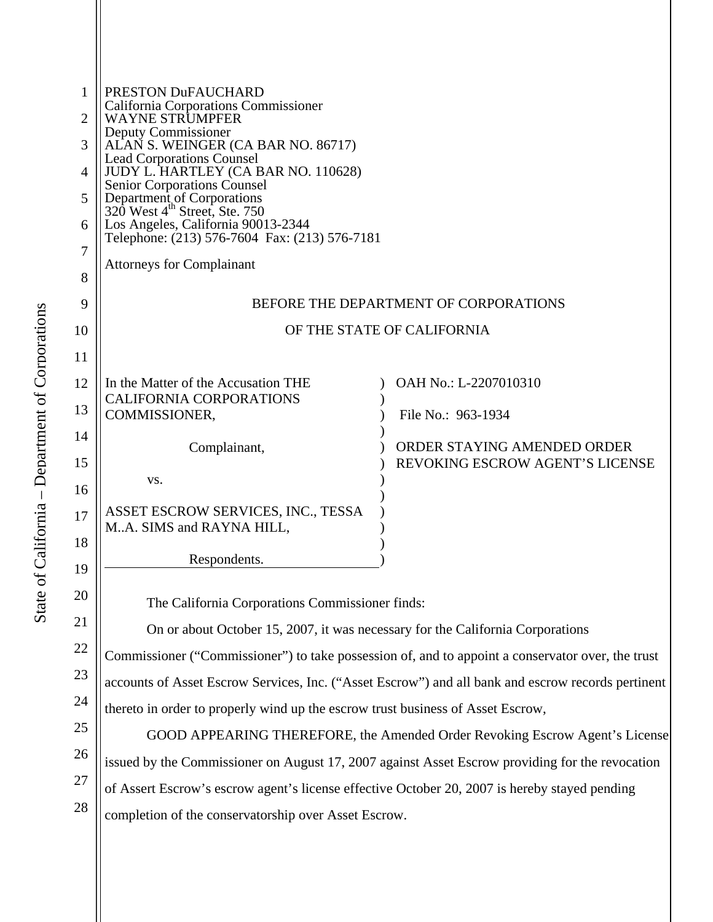PRESTON DuFAUCHARD
California Corporations Commissioner
WAYNE STRUMPFER
Deputy Commissioner
ALAN S. WEINGER (CA BAR NO. 86717)
Lead Corporations Counsel
JUDY L. HARTLEY (CA BAR NO. 110628)
Senior Corporations Counsel
Department of Corporations
320 West 4th Street, Ste. 750
Los Angeles, California 90013-2344
Telephone: (213) 576-7604 Fax: (213) 576-7181

Attorneys for Complainant

BEFORE THE DEPARTMENT OF CORPORATIONS

OF THE STATE OF CALIFORNIA

| | |
|---|---|
| In the Matter of the Accusation THE CALIFORNIA CORPORATIONS COMMISSIONER,<br><br>Complainant,<br><br>vs.<br><br>ASSET ESCROW SERVICES, INC., TESSA M..A. SIMS and RAYNA HILL,<br><br>Respondents. | OAH No.: L-2207010310<br><br>File No.: 963-1934<br><br>ORDER STAYING AMENDED ORDER REVOKING ESCROW AGENT'S LICENSE |

The California Corporations Commissioner finds:

On or about October 15, 2007, it was necessary for the California Corporations Commissioner ("Commissioner") to take possession of, and to appoint a conservator over, the trust accounts of Asset Escrow Services, Inc. ("Asset Escrow") and all bank and escrow records pertinent thereto in order to properly wind up the escrow trust business of Asset Escrow,

GOOD APPEARING THEREFORE, the Amended Order Revoking Escrow Agent's License issued by the Commissioner on August 17, 2007 against Asset Escrow providing for the revocation of Assert Escrow's escrow agent's license effective October 20, 2007 is hereby stayed pending completion of the conservatorship over Asset Escrow.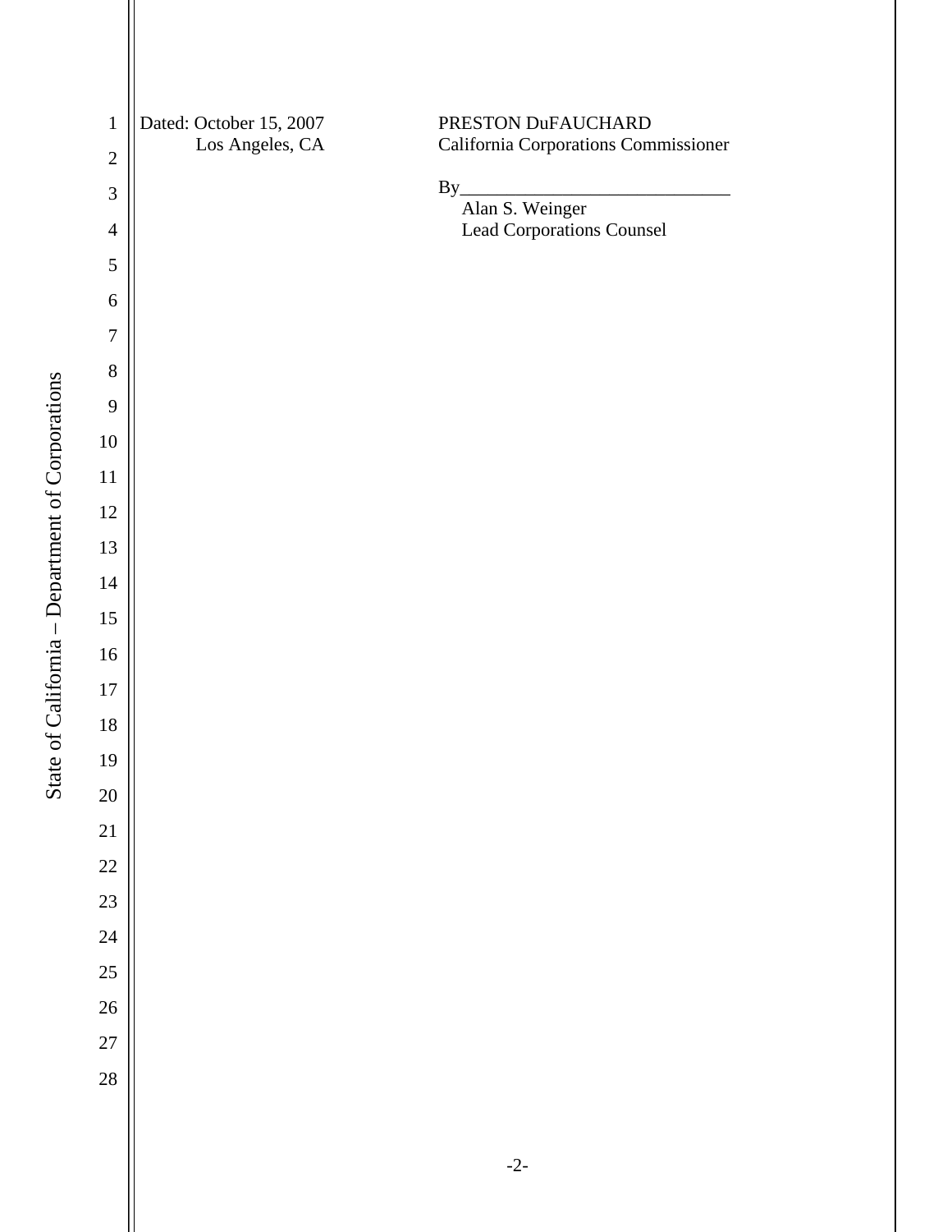Dated: October 15, 2007
Los Angeles, CA

PRESTON DuFAUCHARD
California Corporations Commissioner

By_____________________________
Alan S. Weinger
Lead Corporations Counsel